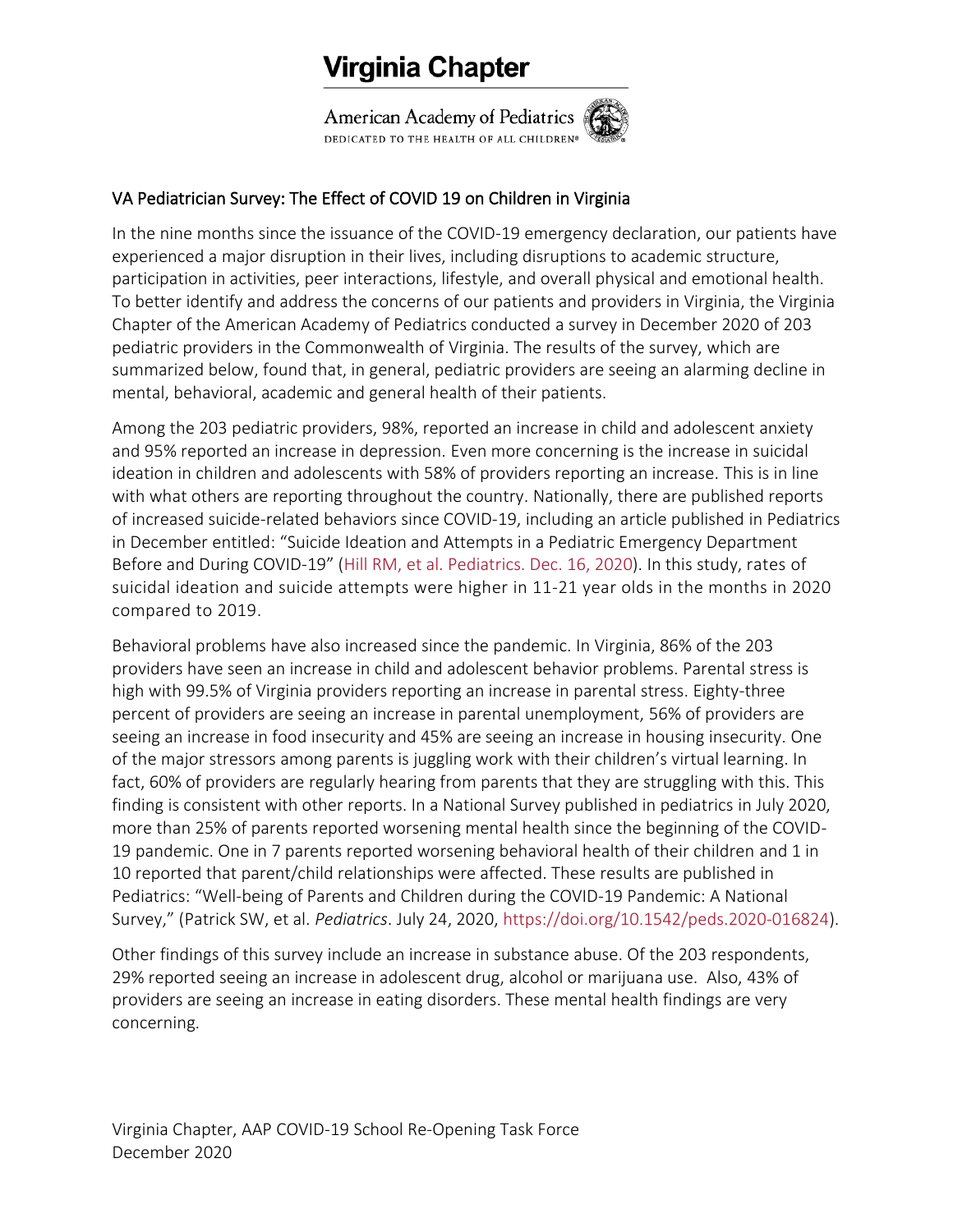# Virginia Chapter

American Academy of Pediatrics
DEDICATED TO THE HEALTH OF ALL CHILDREN®

## VA Pediatrician Survey: The Effect of COVID 19 on Children in Virginia

In the nine months since the issuance of the COVID-19 emergency declaration, our patients have experienced a major disruption in their lives, including disruptions to academic structure, participation in activities, peer interactions, lifestyle, and overall physical and emotional health. To better identify and address the concerns of our patients and providers in Virginia, the Virginia Chapter of the American Academy of Pediatrics conducted a survey in December 2020 of 203 pediatric providers in the Commonwealth of Virginia. The results of the survey, which are summarized below, found that, in general, pediatric providers are seeing an alarming decline in mental, behavioral, academic and general health of their patients.

Among the 203 pediatric providers, 98%, reported an increase in child and adolescent anxiety and 95% reported an increase in depression. Even more concerning is the increase in suicidal ideation in children and adolescents with 58% of providers reporting an increase. This is in line with what others are reporting throughout the country. Nationally, there are published reports of increased suicide-related behaviors since COVID-19, including an article published in Pediatrics in December entitled: "Suicide Ideation and Attempts in a Pediatric Emergency Department Before and During COVID-19" (Hill RM, et al. Pediatrics. Dec. 16, 2020). In this study, rates of suicidal ideation and suicide attempts were higher in 11-21 year olds in the months in 2020 compared to 2019.

Behavioral problems have also increased since the pandemic. In Virginia, 86% of the 203 providers have seen an increase in child and adolescent behavior problems. Parental stress is high with 99.5% of Virginia providers reporting an increase in parental stress. Eighty-three percent of providers are seeing an increase in parental unemployment, 56% of providers are seeing an increase in food insecurity and 45% are seeing an increase in housing insecurity. One of the major stressors among parents is juggling work with their children's virtual learning. In fact, 60% of providers are regularly hearing from parents that they are struggling with this. This finding is consistent with other reports. In a National Survey published in pediatrics in July 2020, more than 25% of parents reported worsening mental health since the beginning of the COVID-19 pandemic. One in 7 parents reported worsening behavioral health of their children and 1 in 10 reported that parent/child relationships were affected. These results are published in Pediatrics: "Well-being of Parents and Children during the COVID-19 Pandemic: A National Survey," (Patrick SW, et al. *Pediatrics*. July 24, 2020, https://doi.org/10.1542/peds.2020-016824).

Other findings of this survey include an increase in substance abuse. Of the 203 respondents, 29% reported seeing an increase in adolescent drug, alcohol or marijuana use. Also, 43% of providers are seeing an increase in eating disorders. These mental health findings are very concerning.

Virginia Chapter, AAP COVID-19 School Re-Opening Task Force
December 2020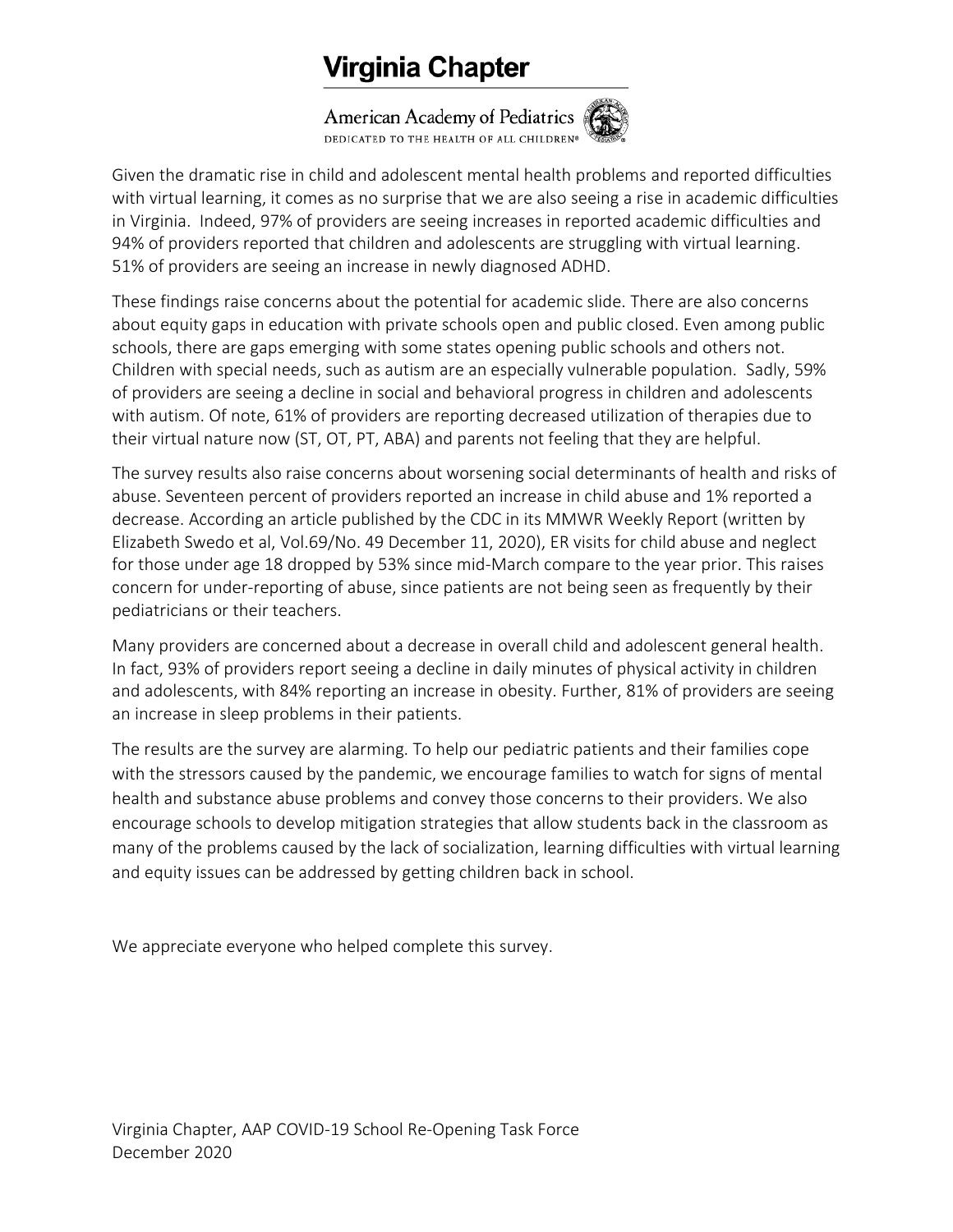# Virginia Chapter

American Academy of Pediatrics
DEDICATED TO THE HEALTH OF ALL CHILDREN®

Given the dramatic rise in child and adolescent mental health problems and reported difficulties with virtual learning, it comes as no surprise that we are also seeing a rise in academic difficulties in Virginia. Indeed, 97% of providers are seeing increases in reported academic difficulties and 94% of providers reported that children and adolescents are struggling with virtual learning. 51% of providers are seeing an increase in newly diagnosed ADHD.

These findings raise concerns about the potential for academic slide. There are also concerns about equity gaps in education with private schools open and public closed. Even among public schools, there are gaps emerging with some states opening public schools and others not. Children with special needs, such as autism are an especially vulnerable population. Sadly, 59% of providers are seeing a decline in social and behavioral progress in children and adolescents with autism. Of note, 61% of providers are reporting decreased utilization of therapies due to their virtual nature now (ST, OT, PT, ABA) and parents not feeling that they are helpful.

The survey results also raise concerns about worsening social determinants of health and risks of abuse. Seventeen percent of providers reported an increase in child abuse and 1% reported a decrease. According an article published by the CDC in its MMWR Weekly Report (written by Elizabeth Swedo et al, Vol.69/No. 49 December 11, 2020), ER visits for child abuse and neglect for those under age 18 dropped by 53% since mid-March compare to the year prior. This raises concern for under-reporting of abuse, since patients are not being seen as frequently by their pediatricians or their teachers.

Many providers are concerned about a decrease in overall child and adolescent general health. In fact, 93% of providers report seeing a decline in daily minutes of physical activity in children and adolescents, with 84% reporting an increase in obesity. Further, 81% of providers are seeing an increase in sleep problems in their patients.

The results are the survey are alarming. To help our pediatric patients and their families cope with the stressors caused by the pandemic, we encourage families to watch for signs of mental health and substance abuse problems and convey those concerns to their providers. We also encourage schools to develop mitigation strategies that allow students back in the classroom as many of the problems caused by the lack of socialization, learning difficulties with virtual learning and equity issues can be addressed by getting children back in school.

We appreciate everyone who helped complete this survey.

Virginia Chapter, AAP COVID-19 School Re-Opening Task Force
December 2020